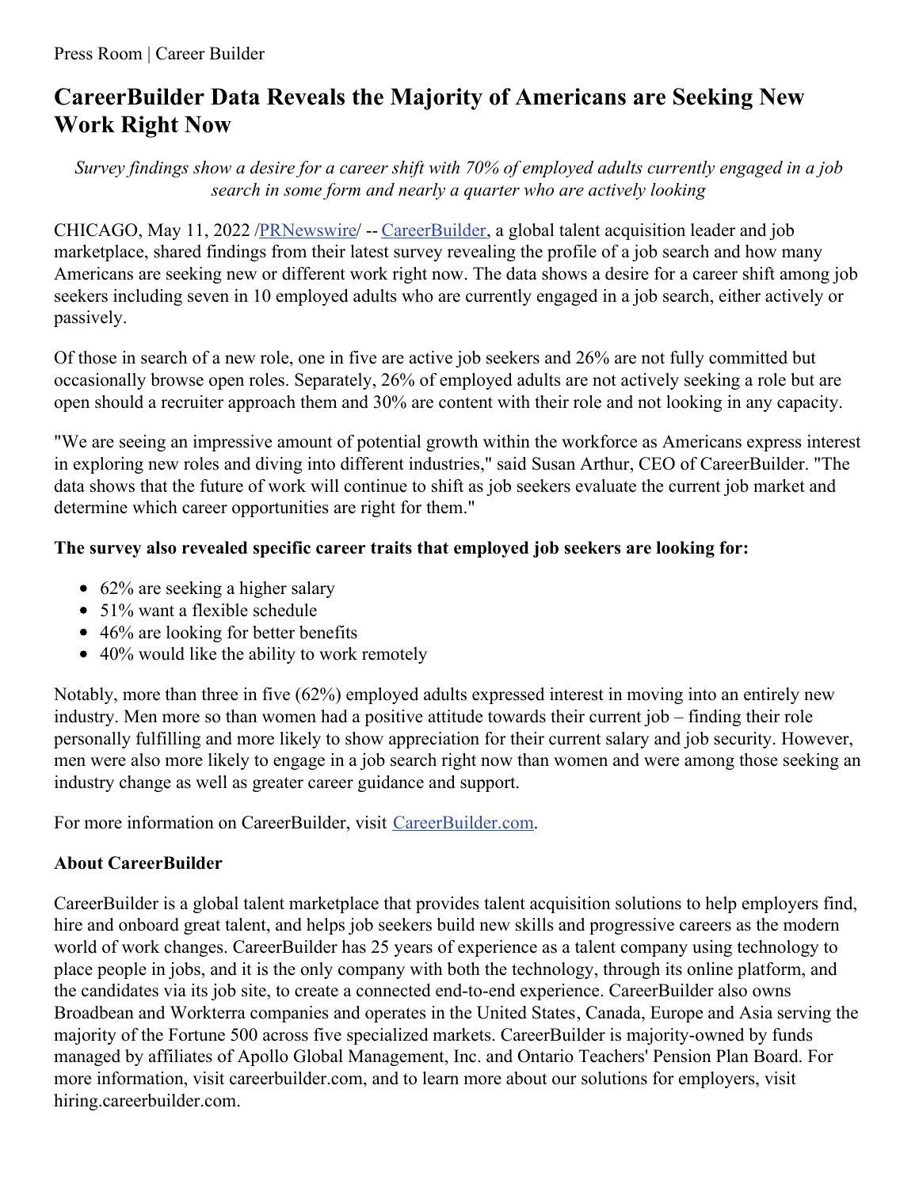Press Room | Career Builder

# CareerBuilder Data Reveals the Majority of Americans are Seeking New Work Right Now

*Survey findings show a desire for a career shift with 70% of employed adults currently engaged in a job search in some form and nearly a quarter who are actively looking*

CHICAGO, May 11, 2022 /[PRNewswire](http://www.prnewswire.com/)/ -- [CareerBuilder](https://www.careerbuilder.com/), a global talent acquisition leader and job marketplace, shared findings from their latest survey revealing the profile of a job search and how many Americans are seeking new or different work right now. The data shows a desire for a career shift among job seekers including seven in 10 employed adults who are currently engaged in a job search, either actively or passively.

Of those in search of a new role, one in five are active job seekers and 26% are not fully committed but occasionally browse open roles. Separately, 26% of employed adults are not actively seeking a role but are open should a recruiter approach them and 30% are content with their role and not looking in any capacity.

"We are seeing an impressive amount of potential growth within the workforce as Americans express interest in exploring new roles and diving into different industries," said Susan Arthur, CEO of CareerBuilder. "The data shows that the future of work will continue to shift as job seekers evaluate the current job market and determine which career opportunities are right for them."

**The survey also revealed specific career traits that employed job seekers are looking for:**

- 62% are seeking a higher salary
- 51% want a flexible schedule
- 46% are looking for better benefits
- 40% would like the ability to work remotely

Notably, more than three in five (62%) employed adults expressed interest in moving into an entirely new industry. Men more so than women had a positive attitude towards their current job – finding their role personally fulfilling and more likely to show appreciation for their current salary and job security. However, men were also more likely to engage in a job search right now than women and were among those seeking an industry change as well as greater career guidance and support.

For more information on CareerBuilder, visit [CareerBuilder.com](https://www.careerbuilder.com/).

**About CareerBuilder**

CareerBuilder is a global talent marketplace that provides talent acquisition solutions to help employers find, hire and onboard great talent, and helps job seekers build new skills and progressive careers as the modern world of work changes. CareerBuilder has 25 years of experience as a talent company using technology to place people in jobs, and it is the only company with both the technology, through its online platform, and the candidates via its job site, to create a connected end-to-end experience. CareerBuilder also owns Broadbean and Workterra companies and operates in the United States, Canada, Europe and Asia serving the majority of the Fortune 500 across five specialized markets. CareerBuilder is majority-owned by funds managed by affiliates of Apollo Global Management, Inc. and Ontario Teachers' Pension Plan Board. For more information, visit careerbuilder.com, and to learn more about our solutions for employers, visit hiring.careerbuilder.com.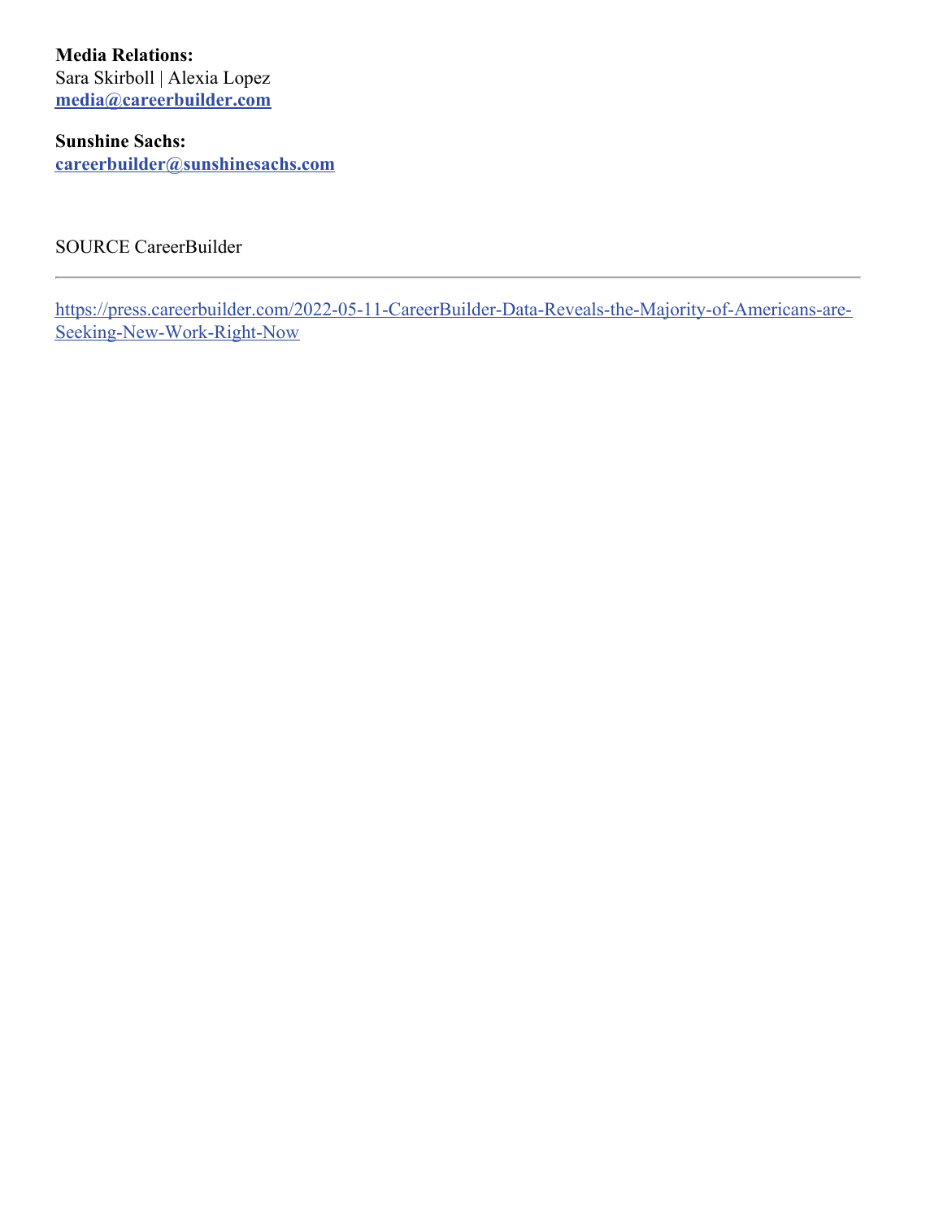**Media Relations:**
Sara Skirboll | Alexia Lopez
**media@careerbuilder.com**

**Sunshine Sachs:**
**careerbuilder@sunshinesachs.com**

SOURCE CareerBuilder

---

https://press.careerbuilder.com/2022-05-11-CareerBuilder-Data-Reveals-the-Majority-of-Americans-are-Seeking-New-Work-Right-Now